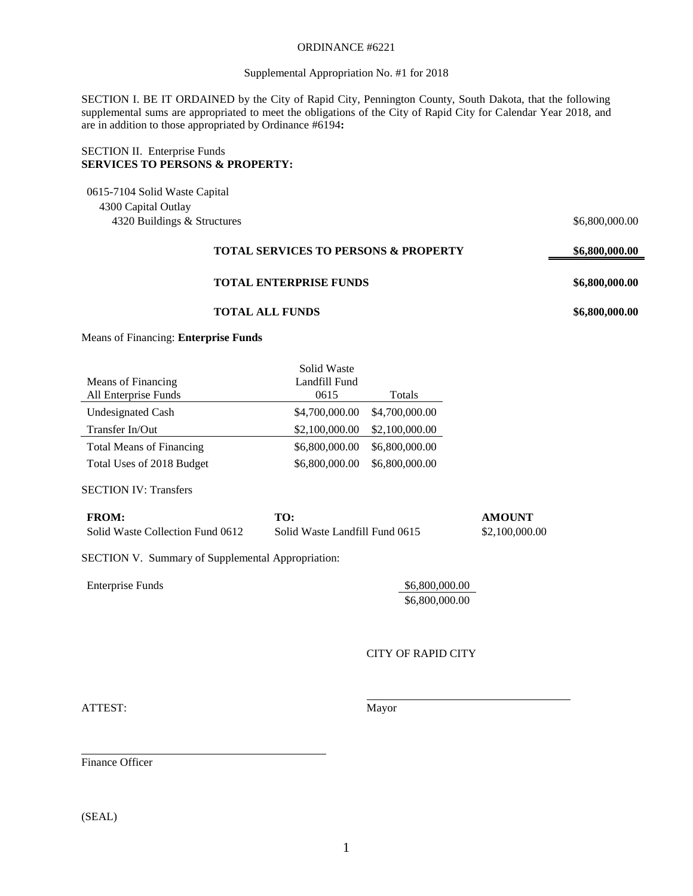ORDINANCE #6221

Supplemental Appropriation No. #1 for 2018

SECTION I. BE IT ORDAINED by the City of Rapid City, Pennington County, South Dakota, that the following supplemental sums are appropriated to meet the obligations of the City of Rapid City for Calendar Year 2018, and are in addition to those appropriated by Ordinance #6194**:**

SECTION II. Enterprise Funds
**SERVICES TO PERSONS & PROPERTY:**

0615-7104 Solid Waste Capital
4300 Capital Outlay
4320 Buildings & Structures $6,800,000.00

**TOTAL SERVICES TO PERSONS & PROPERTY** **$6,800,000.00**

**TOTAL ENTERPRISE FUNDS** **$6,800,000.00**

**TOTAL ALL FUNDS** **$6,800,000.00**

Means of Financing: **Enterprise Funds**

| Means of Financing All Enterprise Funds | Solid Waste Landfill Fund 0615 | Totals |
|---|---|---|
| Undesignated Cash | $4,700,000.00 | $4,700,000.00 |
| Transfer In/Out | $2,100,000.00 | $2,100,000.00 |
| Total Means of Financing | $6,800,000.00 | $6,800,000.00 |
| Total Uses of 2018 Budget | $6,800,000.00 | $6,800,000.00 |

SECTION IV: Transfers

| **FROM:** | **TO:** | **AMOUNT** |
|---|---|---|
| Solid Waste Collection Fund 0612 | Solid Waste Landfill Fund 0615 | $2,100,000.00 |

SECTION V. Summary of Supplemental Appropriation:

Enterprise Funds $6,800,000.00

$6,800,000.00

CITY OF RAPID CITY

ATTEST: Mayor

Finance Officer

(SEAL)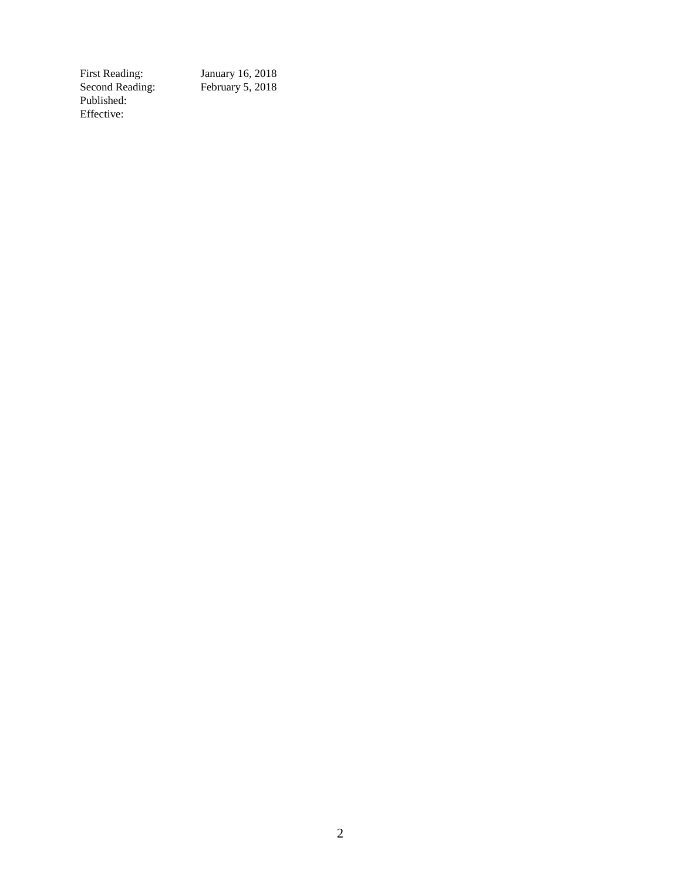| | |
|---|---|
| First Reading: | January 16, 2018 |
| Second Reading: | February 5, 2018 |
| Published: | |
| Effective: | |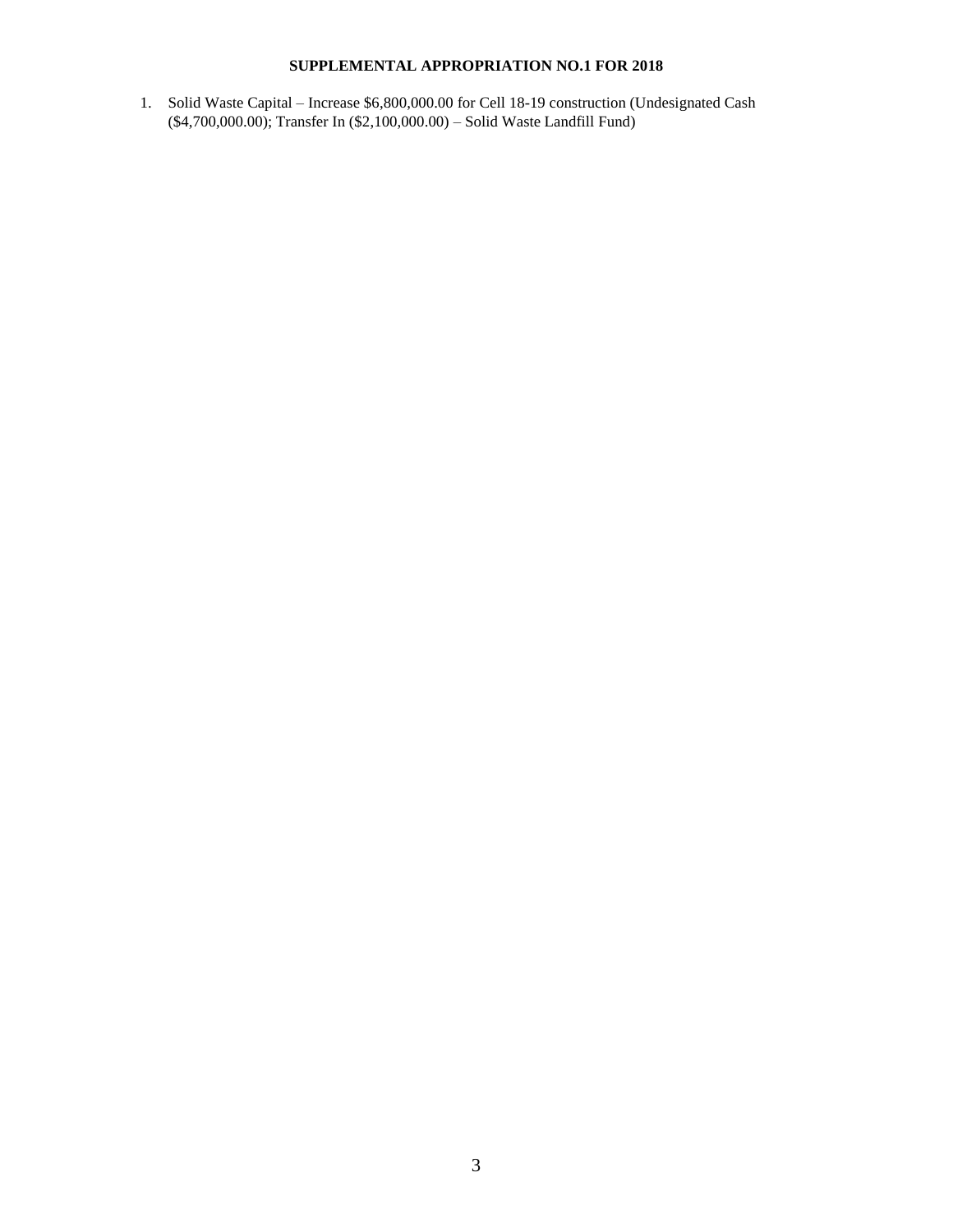**SUPPLEMENTAL APPROPRIATION NO.1 FOR 2018**

1. Solid Waste Capital – Increase $6,800,000.00 for Cell 18-19 construction (Undesignated Cash ($4,700,000.00); Transfer In ($2,100,000.00) – Solid Waste Landfill Fund)